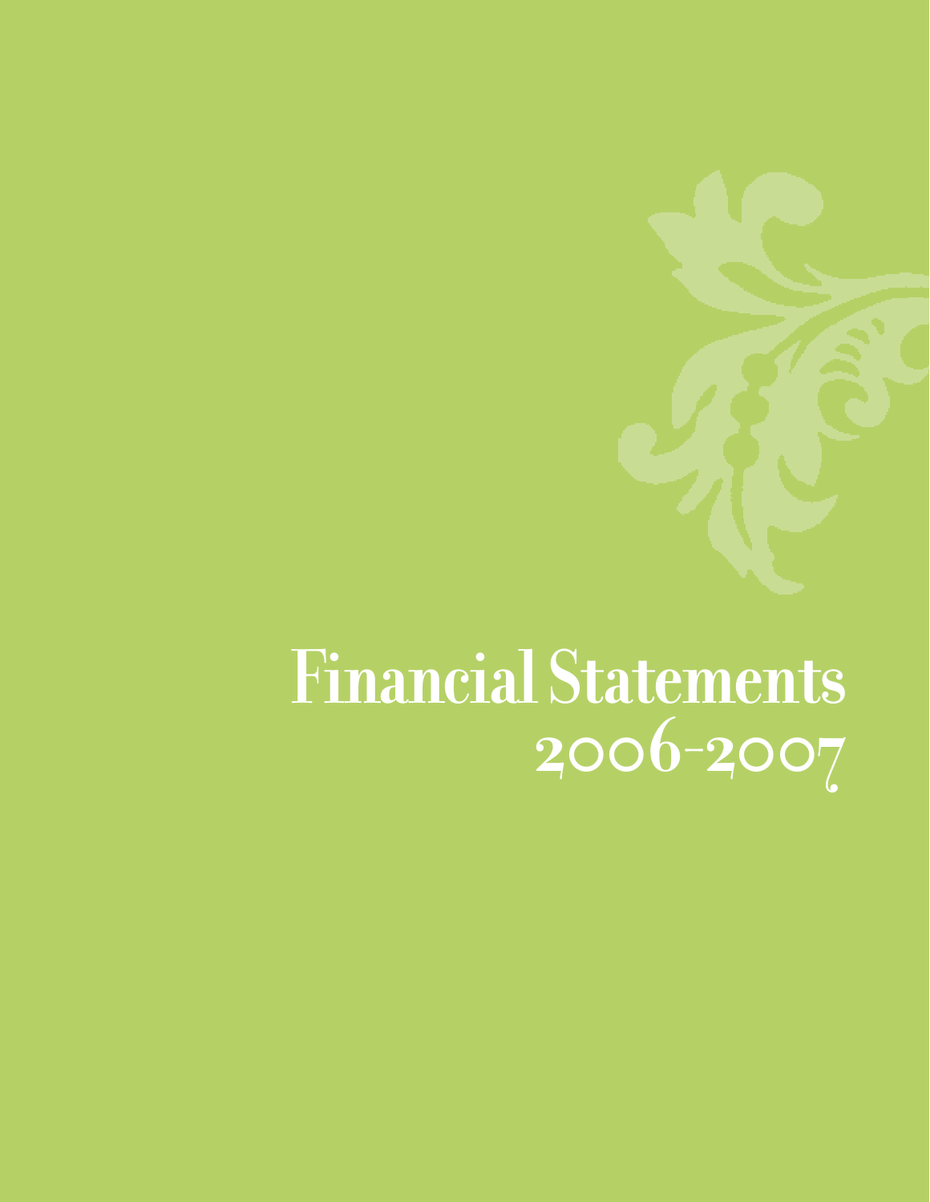# Financial Statements
## 2006-2007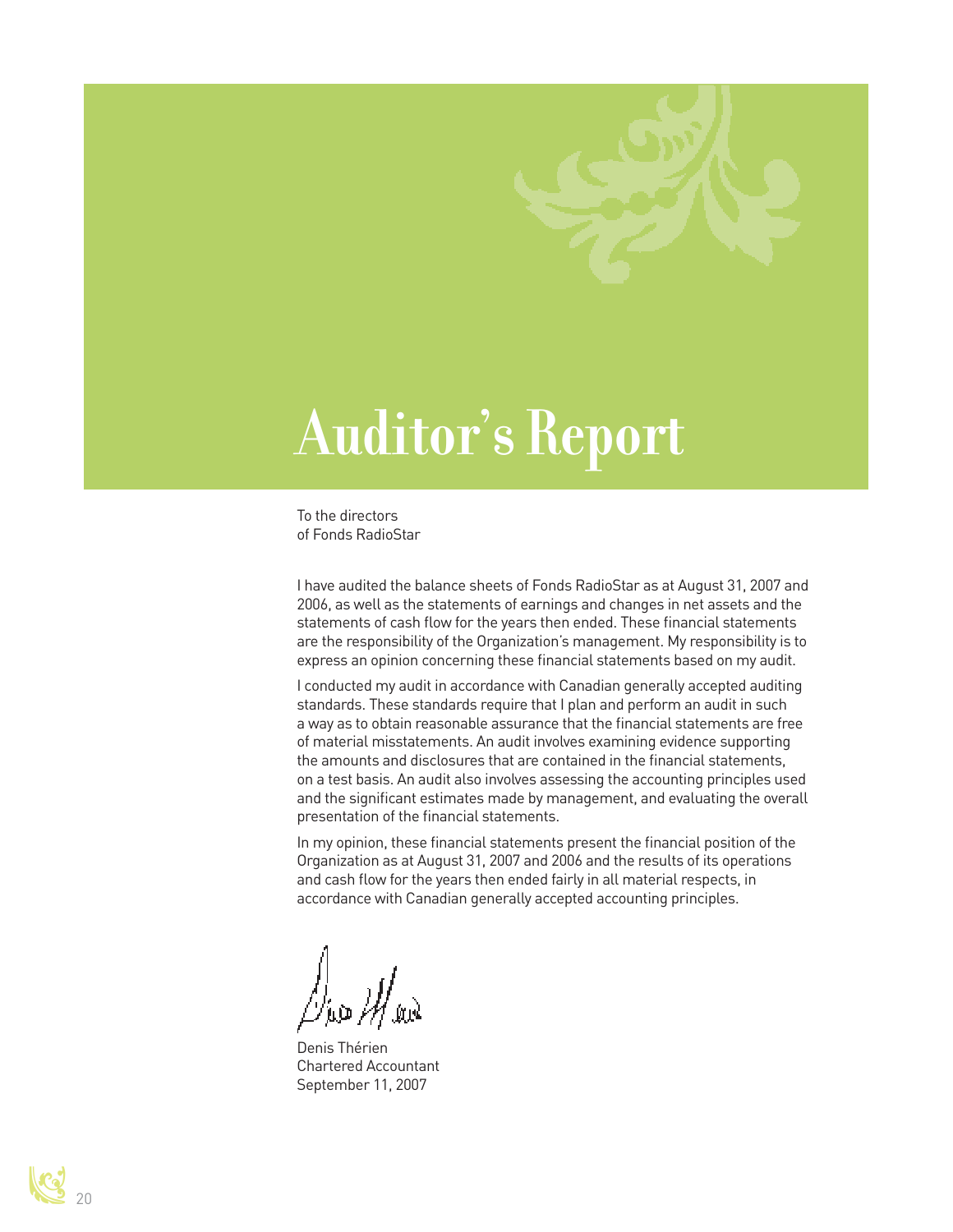# Auditor's Report

To the directors
of Fonds RadioStar

I have audited the balance sheets of Fonds RadioStar as at August 31, 2007 and 2006, as well as the statements of earnings and changes in net assets and the statements of cash flow for the years then ended. These financial statements are the responsibility of the Organization's management. My responsibility is to express an opinion concerning these financial statements based on my audit.

I conducted my audit in accordance with Canadian generally accepted auditing standards. These standards require that I plan and perform an audit in such a way as to obtain reasonable assurance that the financial statements are free of material misstatements. An audit involves examining evidence supporting the amounts and disclosures that are contained in the financial statements, on a test basis. An audit also involves assessing the accounting principles used and the significant estimates made by management, and evaluating the overall presentation of the financial statements.

In my opinion, these financial statements present the financial position of the Organization as at August 31, 2007 and 2006 and the results of its operations and cash flow for the years then ended fairly in all material respects, in accordance with Canadian generally accepted accounting principles.

Denis Thérien
Chartered Accountant
September 11, 2007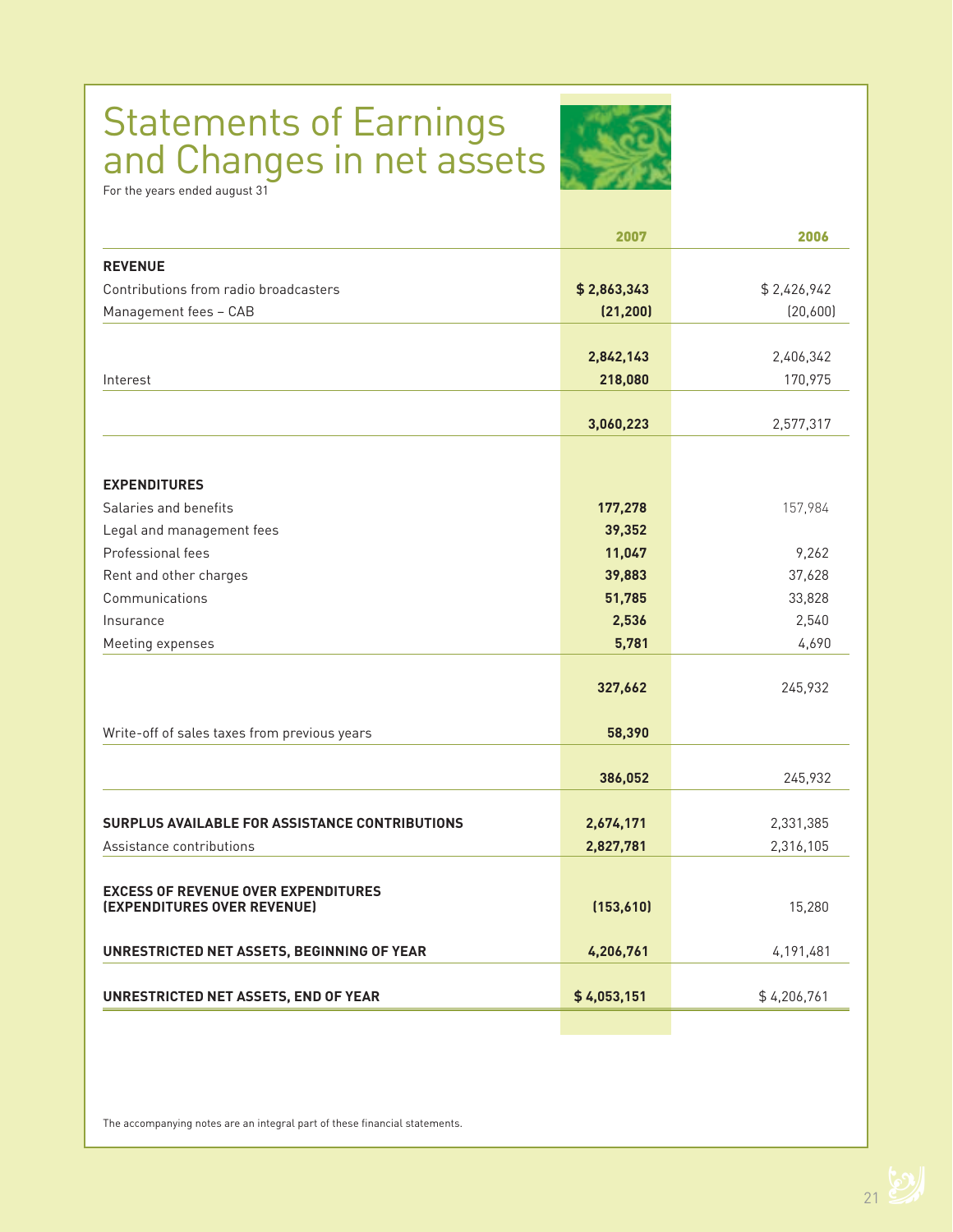# Statements of Earnings and Changes in net assets

For the years ended august 31

| | 2007 | 2006 |
|---|---|---|
| **REVENUE** | | |
| Contributions from radio broadcasters | $ 2,863,343 | $ 2,426,942 |
| Management fees – CAB | (21,200) | (20,600) |
| | 2,842,143 | 2,406,342 |
| Interest | 218,080 | 170,975 |
| | 3,060,223 | 2,577,317 |
| **EXPENDITURES** | | |
| Salaries and benefits | 177,278 | 157,984 |
| Legal and management fees | 39,352 | |
| Professional fees | 11,047 | 9,262 |
| Rent and other charges | 39,883 | 37,628 |
| Communications | 51,785 | 33,828 |
| Insurance | 2,536 | 2,540 |
| Meeting expenses | 5,781 | 4,690 |
| | 327,662 | 245,932 |
| Write-off of sales taxes from previous years | 58,390 | |
| | 386,052 | 245,932 |
| **SURPLUS AVAILABLE FOR ASSISTANCE CONTRIBUTIONS** | 2,674,171 | 2,331,385 |
| Assistance contributions | 2,827,781 | 2,316,105 |
| **EXCESS OF REVENUE OVER EXPENDITURES (EXPENDITURES OVER REVENUE)** | (153,610) | 15,280 |
| **UNRESTRICTED NET ASSETS, BEGINNING OF YEAR** | 4,206,761 | 4,191,481 |
| **UNRESTRICTED NET ASSETS, END OF YEAR** | $ 4,053,151 | $ 4,206,761 |

The accompanying notes are an integral part of these financial statements.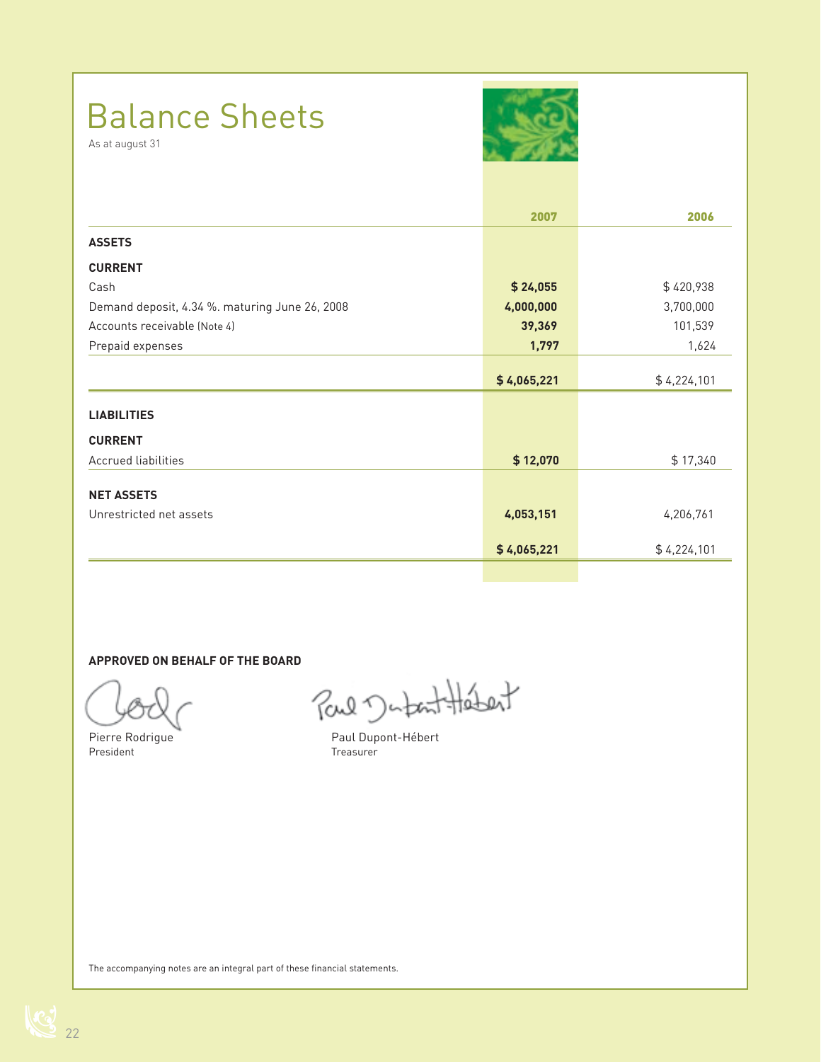# Balance Sheets

As at august 31

| | 2007 | 2006 |
|---|---|---|
| **ASSETS** | | |
| **CURRENT** | | |
| Cash | **$ 24,055** | $ 420,938 |
| Demand deposit, 4.34 %. maturing June 26, 2008 | **4,000,000** | 3,700,000 |
| Accounts receivable (Note 4) | **39,369** | 101,539 |
| Prepaid expenses | **1,797** | 1,624 |
| | **$ 4,065,221** | $ 4,224,101 |
| **LIABILITIES** | | |
| **CURRENT** | | |
| Accrued liabilities | **$ 12,070** | $ 17,340 |
| **NET ASSETS** | | |
| Unrestricted net assets | **4,053,151** | 4,206,761 |
| | **$ 4,065,221** | $ 4,224,101 |

**APPROVED ON BEHALF OF THE BOARD**

Pierre Rodrigue
President

Paul Dupont-Hébert
Treasurer

The accompanying notes are an integral part of these financial statements.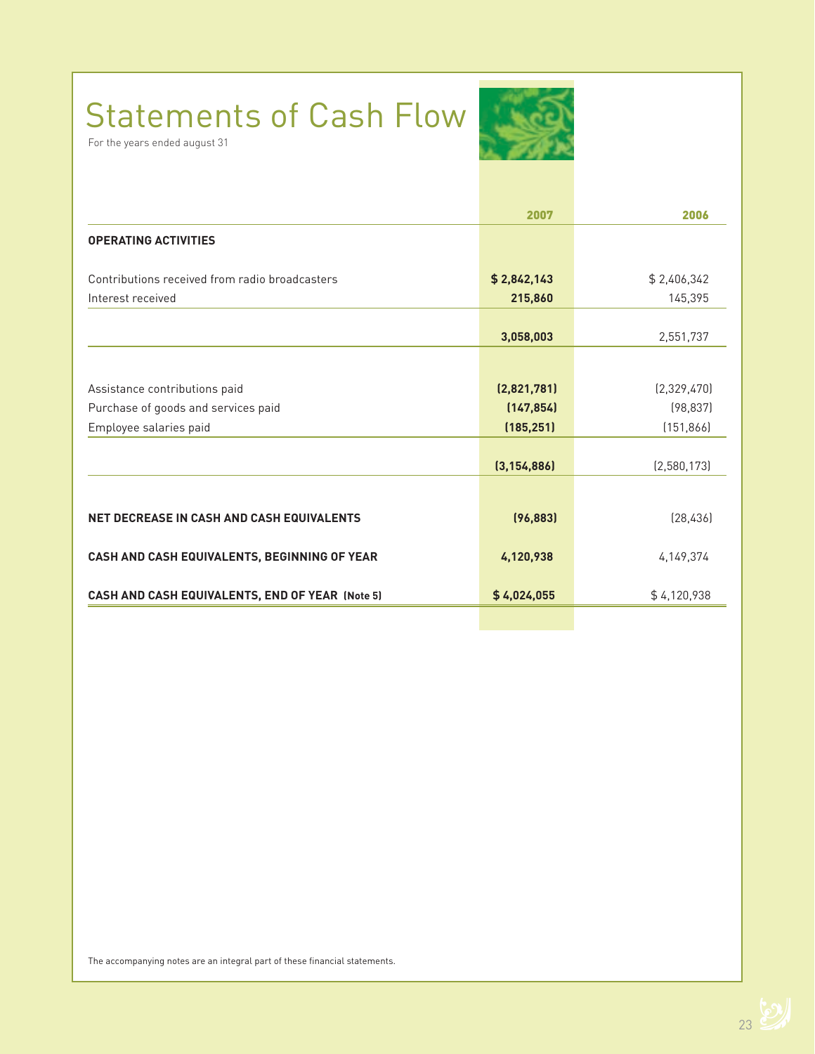# Statements of Cash Flow

For the years ended august 31

| | 2007 | 2006 |
|---|---|---|
| **OPERATING ACTIVITIES** | | |
| Contributions received from radio broadcasters | **$ 2,842,143** | $ 2,406,342 |
| Interest received | **215,860** | 145,395 |
| | **3,058,003** | 2,551,737 |
| Assistance contributions paid | **(2,821,781)** | (2,329,470) |
| Purchase of goods and services paid | **(147,854)** | (98,837) |
| Employee salaries paid | **(185,251)** | (151,866) |
| | **(3,154,886)** | (2,580,173) |
| **NET DECREASE IN CASH AND CASH EQUIVALENTS** | **(96,883)** | (28,436) |
| **CASH AND CASH EQUIVALENTS, BEGINNING OF YEAR** | **4,120,938** | 4,149,374 |
| **CASH AND CASH EQUIVALENTS, END OF YEAR (Note 5)** | **$ 4,024,055** | $ 4,120,938 |

The accompanying notes are an integral part of these financial statements.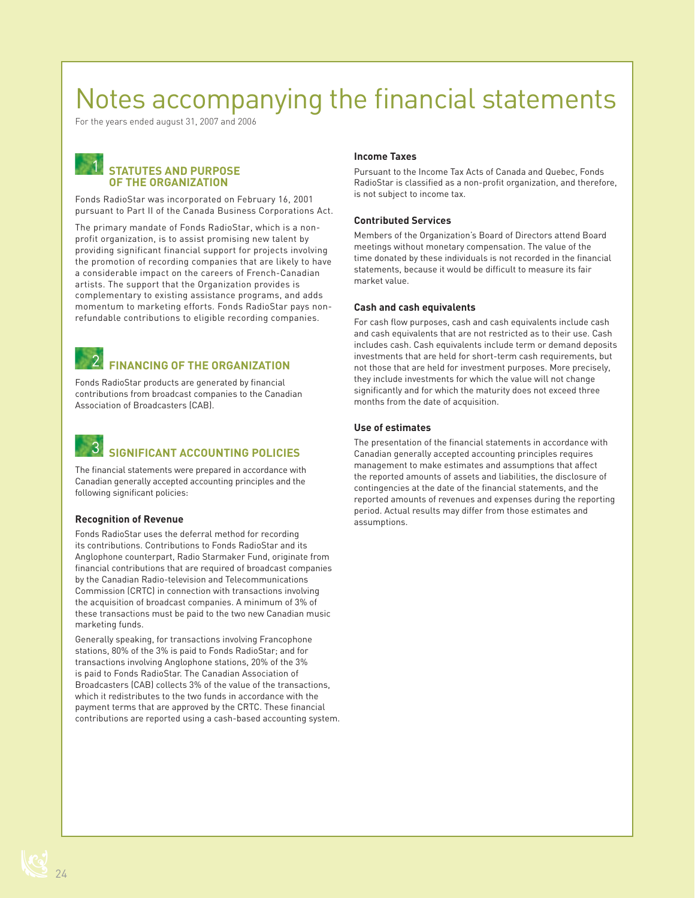# Notes accompanying the financial statements

For the years ended august 31, 2007 and 2006

## 1 STATUTES AND PURPOSE OF THE ORGANIZATION

Fonds RadioStar was incorporated on February 16, 2001 pursuant to Part II of the Canada Business Corporations Act.

The primary mandate of Fonds RadioStar, which is a non-profit organization, is to assist promising new talent by providing significant financial support for projects involving the promotion of recording companies that are likely to have a considerable impact on the careers of French-Canadian artists. The support that the Organization provides is complementary to existing assistance programs, and adds momentum to marketing efforts. Fonds RadioStar pays non-refundable contributions to eligible recording companies.

## 2 FINANCING OF THE ORGANIZATION

Fonds RadioStar products are generated by financial contributions from broadcast companies to the Canadian Association of Broadcasters (CAB).

## 3 SIGNIFICANT ACCOUNTING POLICIES

The financial statements were prepared in accordance with Canadian generally accepted accounting principles and the following significant policies:

### Recognition of Revenue

Fonds RadioStar uses the deferral method for recording its contributions. Contributions to Fonds RadioStar and its Anglophone counterpart, Radio Starmaker Fund, originate from financial contributions that are required of broadcast companies by the Canadian Radio-television and Telecommunications Commission (CRTC) in connection with transactions involving the acquisition of broadcast companies. A minimum of 3% of these transactions must be paid to the two new Canadian music marketing funds.

Generally speaking, for transactions involving Francophone stations, 80% of the 3% is paid to Fonds RadioStar; and for transactions involving Anglophone stations, 20% of the 3% is paid to Fonds RadioStar. The Canadian Association of Broadcasters (CAB) collects 3% of the value of the transactions, which it redistributes to the two funds in accordance with the payment terms that are approved by the CRTC. These financial contributions are reported using a cash-based accounting system.

### Income Taxes

Pursuant to the Income Tax Acts of Canada and Quebec, Fonds RadioStar is classified as a non-profit organization, and therefore, is not subject to income tax.

### Contributed Services

Members of the Organization's Board of Directors attend Board meetings without monetary compensation. The value of the time donated by these individuals is not recorded in the financial statements, because it would be difficult to measure its fair market value.

### Cash and cash equivalents

For cash flow purposes, cash and cash equivalents include cash and cash equivalents that are not restricted as to their use. Cash includes cash. Cash equivalents include term or demand deposits investments that are held for short-term cash requirements, but not those that are held for investment purposes. More precisely, they include investments for which the value will not change significantly and for which the maturity does not exceed three months from the date of acquisition.

### Use of estimates

The presentation of the financial statements in accordance with Canadian generally accepted accounting principles requires management to make estimates and assumptions that affect the reported amounts of assets and liabilities, the disclosure of contingencies at the date of the financial statements, and the reported amounts of revenues and expenses during the reporting period. Actual results may differ from those estimates and assumptions.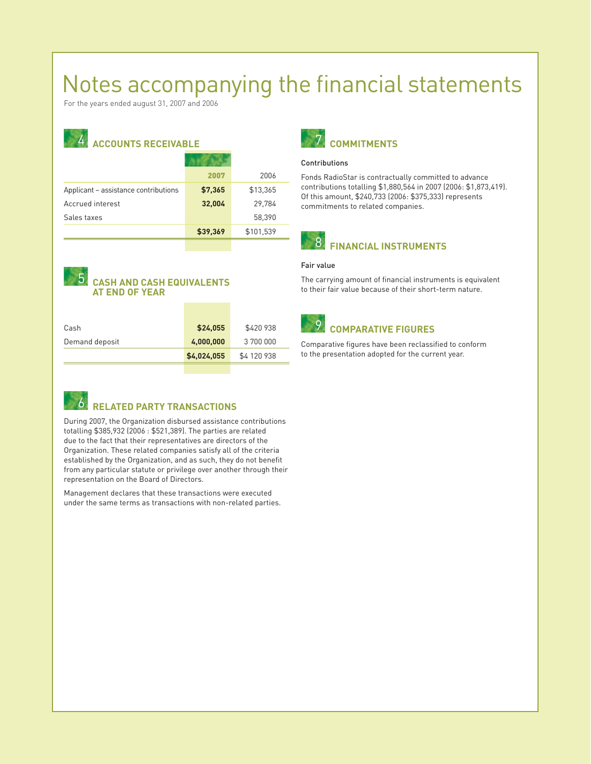# Notes accompanying the financial statements

For the years ended august 31, 2007 and 2006

## 4 ACCOUNTS RECEIVABLE

| | 2007 | 2006 |
|---|---|---|
| Applicant – assistance contributions | **$7,365** | $13,365 |
| Accrued interest | **32,004** | 29,784 |
| Sales taxes | | 58,390 |
| | **$39,369** | $101,539 |

## 5 CASH AND CASH EQUIVALENTS AT END OF YEAR

| | | |
|---|---|---|
| Cash | **$24,055** | $420 938 |
| Demand deposit | **4,000,000** | 3 700 000 |
| | **$4,024,055** | $4 120 938 |

## 6 RELATED PARTY TRANSACTIONS

During 2007, the Organization disbursed assistance contributions totalling $385,932 (2006 : $521,389). The parties are related due to the fact that their representatives are directors of the Organization. These related companies satisfy all of the criteria established by the Organization, and as such, they do not benefit from any particular statute or privilege over another through their representation on the Board of Directors.

Management declares that these transactions were executed under the same terms as transactions with non-related parties.

## 7 COMMITMENTS

### Contributions

Fonds RadioStar is contractually committed to advance contributions totalling $1,880,564 in 2007 (2006: $1,873,419). Of this amount, $240,733 (2006: $375,333) represents commitments to related companies.

## 8 FINANCIAL INSTRUMENTS

### Fair value

The carrying amount of financial instruments is equivalent to their fair value because of their short-term nature.

## 9 COMPARATIVE FIGURES

Comparative figures have been reclassified to conform to the presentation adopted for the current year.